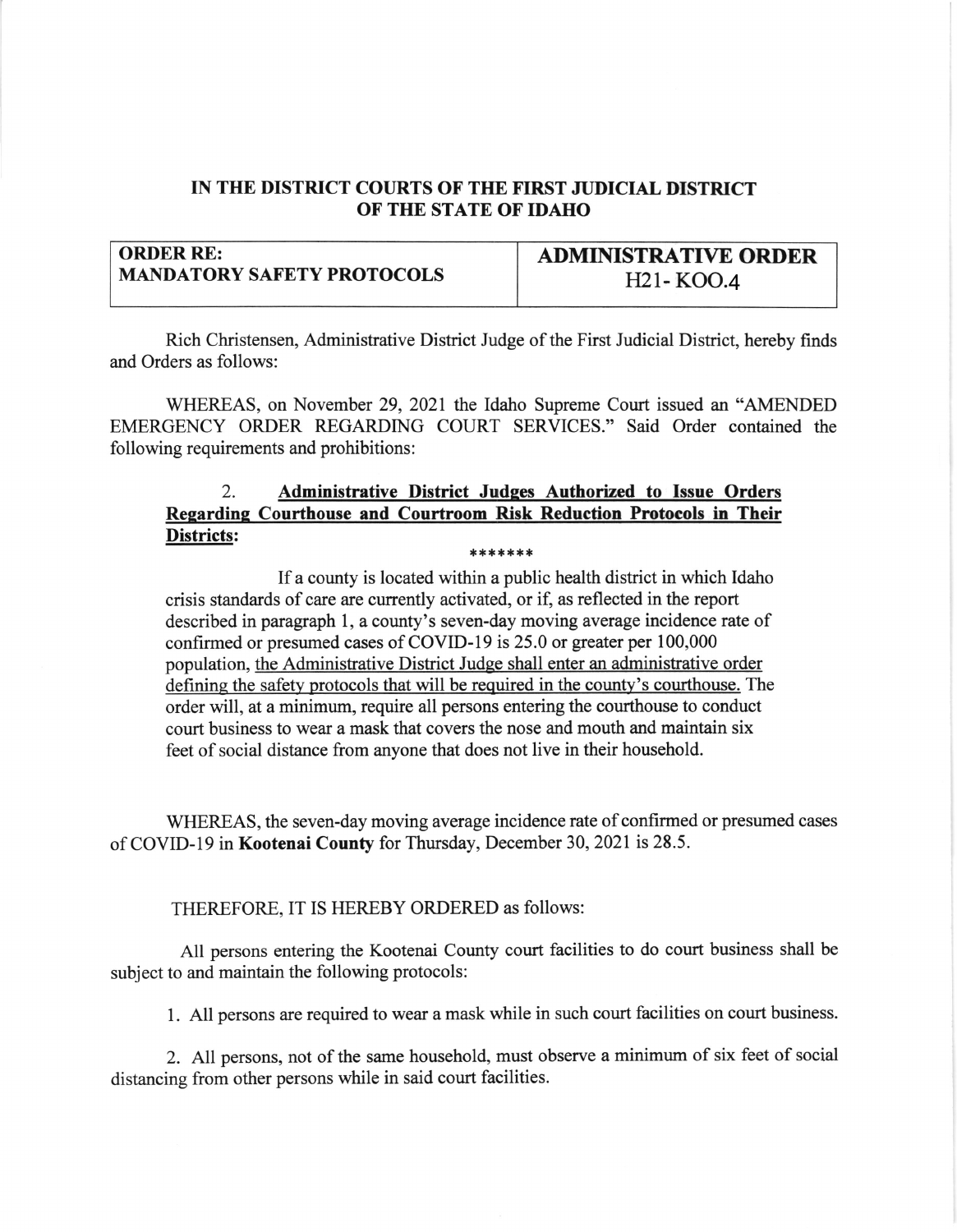# IN THE DISTRICT COURTS OF THE FIRST JUDICIAL DISTRICT OF THE STATE OF IDAHO

| ORDER RE: MANDATORY SAFETY PROTOCOLS | ADMINISTRATIVE ORDER H21- KOO.4 |
|---|---|

Rich Christensen, Administrative District Judge of the First Judicial District, hereby finds and Orders as follows:

WHEREAS, on November 29, 2021 the Idaho Supreme Court issued an "AMENDED EMERGENCY ORDER REGARDING COURT SERVICES." Said Order contained the following requirements and prohibitions:

> 2. **Administrative District Judges Authorized to Issue Orders Regarding Courthouse and Courtroom Risk Reduction Protocols in Their Districts:**
>
> *******
>
> If a county is located within a public health district in which Idaho crisis standards of care are currently activated, or if, as reflected in the report described in paragraph 1, a county's seven-day moving average incidence rate of confirmed or presumed cases of COVID-19 is 25.0 or greater per 100,000 population, the Administrative District Judge shall enter an administrative order defining the safety protocols that will be required in the county's courthouse. The order will, at a minimum, require all persons entering the courthouse to conduct court business to wear a mask that covers the nose and mouth and maintain six feet of social distance from anyone that does not live in their household.

WHEREAS, the seven-day moving average incidence rate of confirmed or presumed cases of COVID-19 in **Kootenai County** for Thursday, December 30, 2021 is 28.5.

THEREFORE, IT IS HEREBY ORDERED as follows:

All persons entering the Kootenai County court facilities to do court business shall be subject to and maintain the following protocols:

1. All persons are required to wear a mask while in such court facilities on court business.

2. All persons, not of the same household, must observe a minimum of six feet of social distancing from other persons while in said court facilities.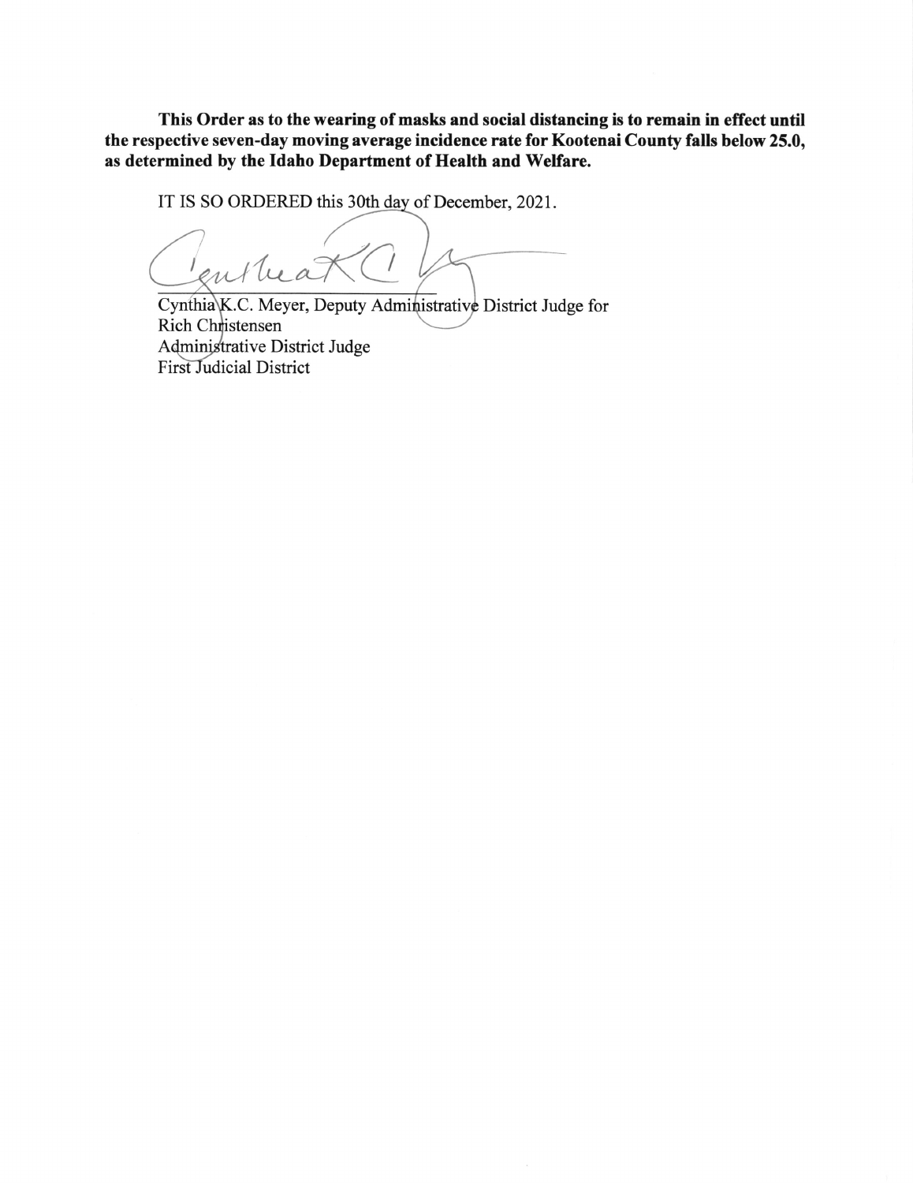**This Order as to the wearing of masks and social distancing is to remain in effect until the respective seven-day moving average incidence rate for Kootenai County falls below 25.0, as determined by the Idaho Department of Health and Welfare.**

IT IS SO ORDERED this 30th day of December, 2021.

Cynthia K.C. Meyer, Deputy Administrative District Judge for
Rich Christensen
Administrative District Judge
First Judicial District